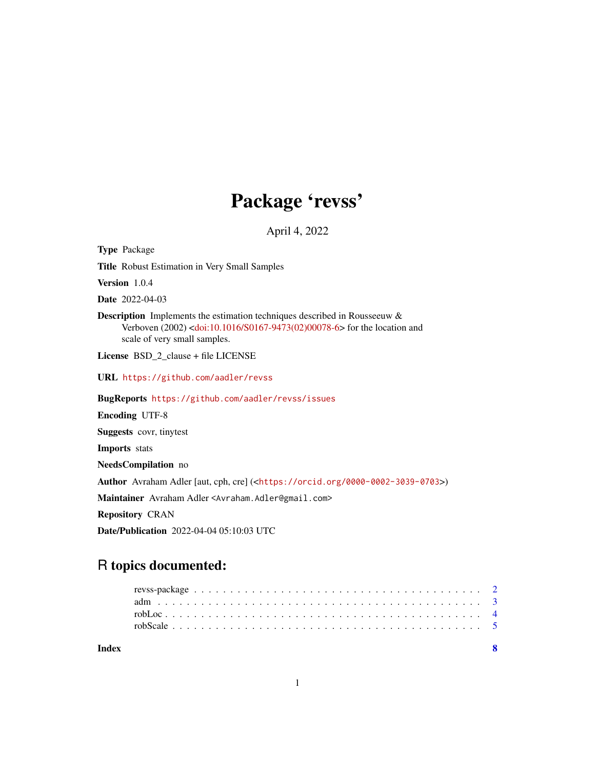# Package 'revss'

April 4, 2022

**Type** Package

**Title** Robust Estimation in Very Small Samples

**Version** 1.0.4

**Date** 2022-04-03

**Description** Implements the estimation techniques described in Rousseeuw & Verboven (2002) <doi:10.1016/S0167-9473(02)00078-6> for the location and scale of very small samples.

**License** BSD_2_clause + file LICENSE

**URL** https://github.com/aadler/revss

**BugReports** https://github.com/aadler/revss/issues

**Encoding** UTF-8

**Suggests** covr, tinytest

**Imports** stats

**NeedsCompilation** no

**Author** Avraham Adler [aut, cph, cre] (<https://orcid.org/0000-0002-3039-0703>)

**Maintainer** Avraham Adler <Avraham.Adler@gmail.com>

**Repository** CRAN

**Date/Publication** 2022-04-04 05:10:03 UTC

## R topics documented:

- revss-package . . . . . . . . . . . . . . . . . . . . . . . . . . . . . . . . . . . . . . . 2
- adm . . . . . . . . . . . . . . . . . . . . . . . . . . . . . . . . . . . . . . . . . . . . . 3
- robLoc . . . . . . . . . . . . . . . . . . . . . . . . . . . . . . . . . . . . . . . . . . . 4
- robScale . . . . . . . . . . . . . . . . . . . . . . . . . . . . . . . . . . . . . . . . . . 5

**Index** **8**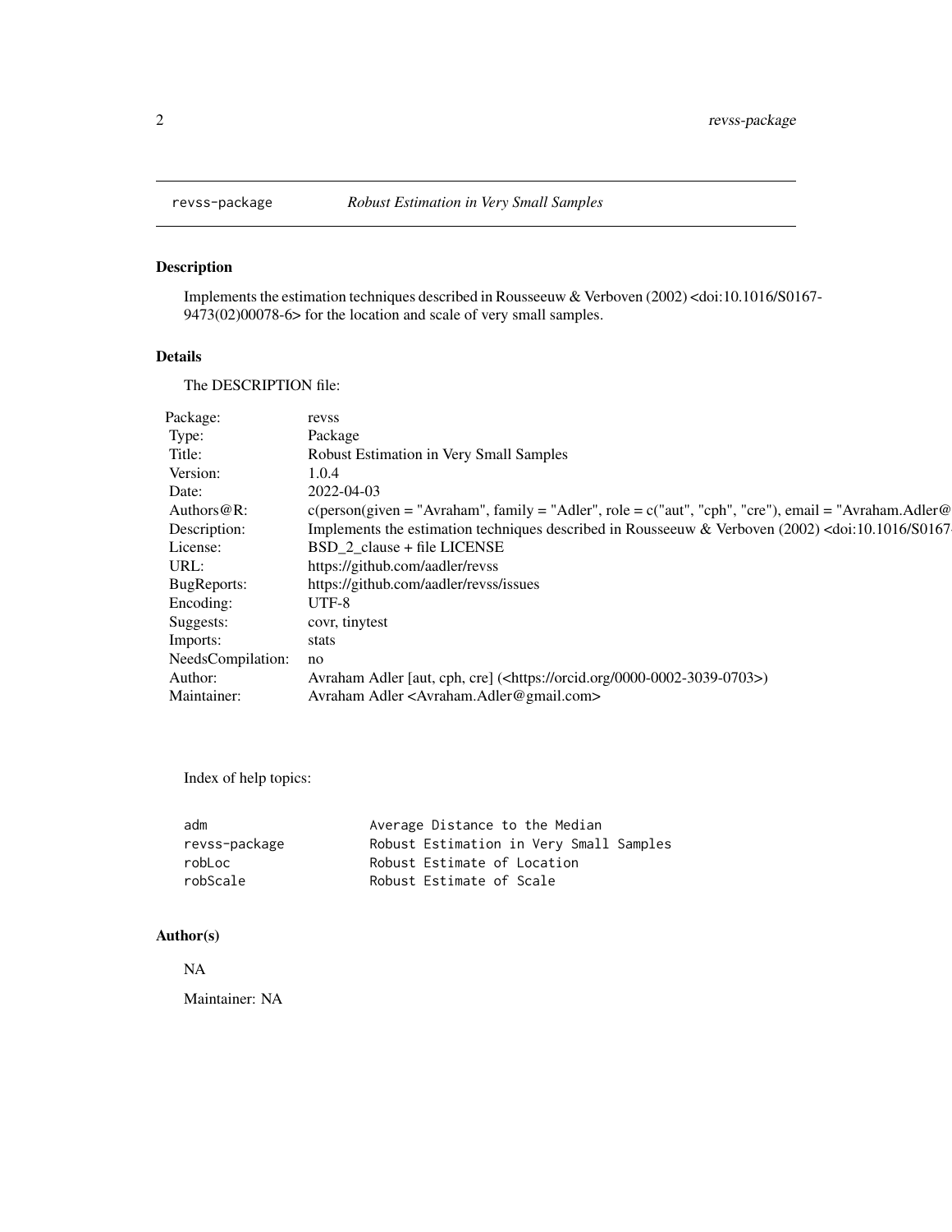# revss-package *Robust Estimation in Very Small Samples*

## Description

Implements the estimation techniques described in Rousseeuw & Verboven (2002) <doi:10.1016/S0167-9473(02)00078-6> for the location and scale of very small samples.

## Details

The DESCRIPTION file:

| | |
|---|---|
| Package: | revss |
| Type: | Package |
| Title: | Robust Estimation in Very Small Samples |
| Version: | 1.0.4 |
| Date: | 2022-04-03 |
| Authors@R: | c(person(given = "Avraham", family = "Adler", role = c("aut", "cph", "cre"), email = "Avraham.Adler@ |
| Description: | Implements the estimation techniques described in Rousseeuw & Verboven (2002) <doi:10.1016/S0167- |
| License: | BSD_2_clause + file LICENSE |
| URL: | https://github.com/aadler/revss |
| BugReports: | https://github.com/aadler/revss/issues |
| Encoding: | UTF-8 |
| Suggests: | covr, tinytest |
| Imports: | stats |
| NeedsCompilation: | no |
| Author: | Avraham Adler [aut, cph, cre] (<https://orcid.org/0000-0002-3039-0703>) |
| Maintainer: | Avraham Adler <Avraham.Adler@gmail.com> |

Index of help topics:

```
adm                     Average Distance to the Median
revss-package           Robust Estimation in Very Small Samples
robLoc                  Robust Estimate of Location
robScale                Robust Estimate of Scale
```

## Author(s)

NA

Maintainer: NA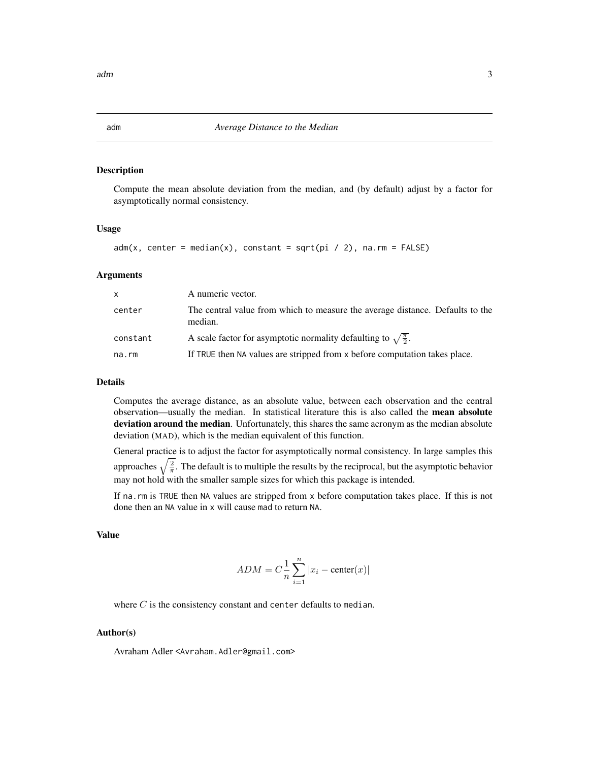adm *Average Distance to the Median*

## Description

Compute the mean absolute deviation from the median, and (by default) adjust by a factor for asymptotically normal consistency.

## Usage

```
adm(x, center = median(x), constant = sqrt(pi / 2), na.rm = FALSE)
```

## Arguments

| | |
|---|---|
| `x` | A numeric vector. |
| `center` | The central value from which to measure the average distance. Defaults to the median. |
| `constant` | A scale factor for asymptotic normality defaulting to $\sqrt{\frac{\pi}{2}}$. |
| `na.rm` | If `TRUE` then `NA` values are stripped from `x` before computation takes place. |

## Details

Computes the average distance, as an absolute value, between each observation and the central observation—usually the median. In statistical literature this is also called the **mean absolute deviation around the median**. Unfortunately, this shares the same acronym as the median absolute deviation (MAD), which is the median equivalent of this function.

General practice is to adjust the factor for asymptotically normal consistency. In large samples this approaches $\sqrt{\frac{2}{\pi}}$. The default is to multiple the results by the reciprocal, but the asymptotic behavior may not hold with the smaller sample sizes for which this package is intended.

If `na.rm` is `TRUE` then `NA` values are stripped from `x` before computation takes place. If this is not done then an `NA` value in `x` will cause `mad` to return `NA`.

## Value

$$ADM = C\frac{1}{n}\sum_{i=1}^{n}|x_i - \text{center}(x)|$$

where $C$ is the consistency constant and `center` defaults to `median`.

## Author(s)

Avraham Adler <Avraham.Adler@gmail.com>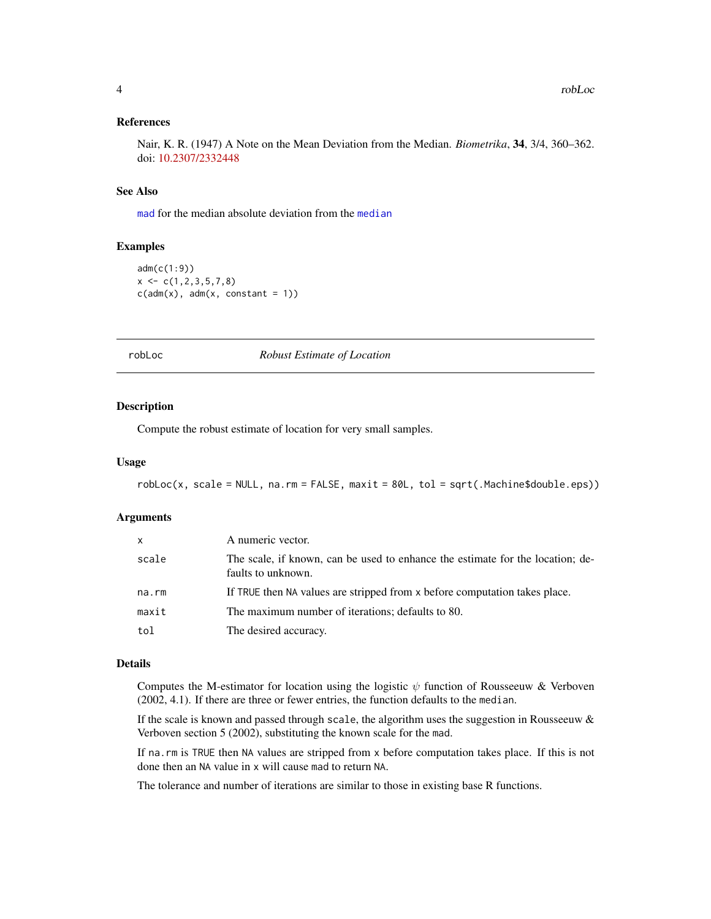### References

Nair, K. R. (1947) A Note on the Mean Deviation from the Median. *Biometrika*, **34**, 3/4, 360–362. doi: 10.2307/2332448

### See Also

`mad` for the median absolute deviation from the `median`

### Examples

```
adm(c(1:9))
x <- c(1,2,3,5,7,8)
c(adm(x), adm(x, constant = 1))
```

---

## robLoc — *Robust Estimate of Location*

### Description

Compute the robust estimate of location for very small samples.

### Usage

```
robLoc(x, scale = NULL, na.rm = FALSE, maxit = 80L, tol = sqrt(.Machine$double.eps))
```

### Arguments

| | |
|---|---|
| `x` | A numeric vector. |
| `scale` | The scale, if known, can be used to enhance the estimate for the location; defaults to unknown. |
| `na.rm` | If `TRUE` then `NA` values are stripped from `x` before computation takes place. |
| `maxit` | The maximum number of iterations; defaults to 80. |
| `tol` | The desired accuracy. |

### Details

Computes the M-estimator for location using the logistic $\psi$ function of Rousseeuw & Verboven (2002, 4.1). If there are three or fewer entries, the function defaults to the `median`.

If the scale is known and passed through `scale`, the algorithm uses the suggestion in Rousseeuw & Verboven section 5 (2002), substituting the known scale for the `mad`.

If `na.rm` is `TRUE` then `NA` values are stripped from `x` before computation takes place. If this is not done then an `NA` value in `x` will cause `mad` to return `NA`.

The tolerance and number of iterations are similar to those in existing base R functions.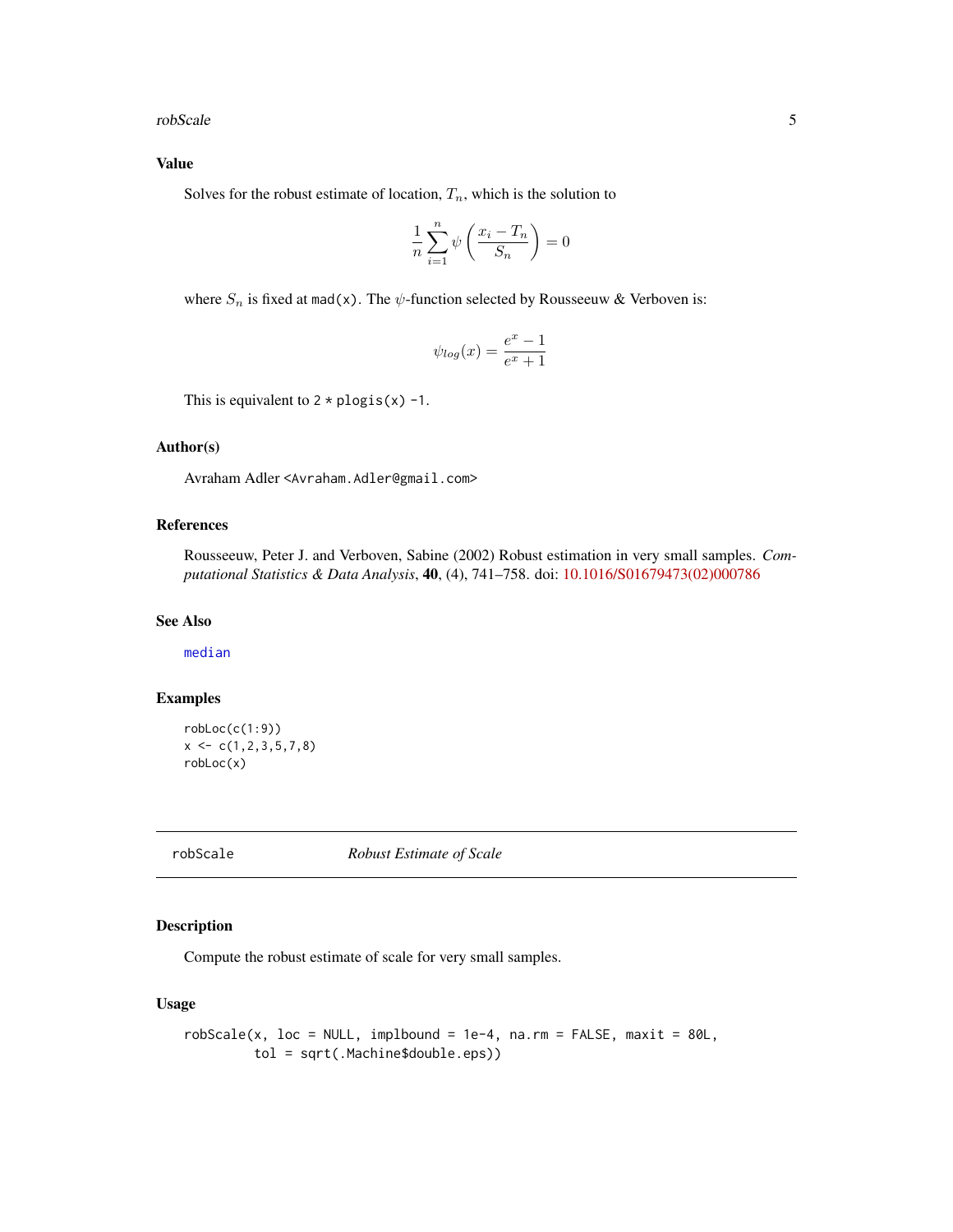### Value

Solves for the robust estimate of location, $T_n$, which is the solution to

$$\frac{1}{n}\sum_{i=1}^{n}\psi\left(\frac{x_i - T_n}{S_n}\right) = 0$$

where $S_n$ is fixed at `mad(x)`. The $\psi$-function selected by Rousseeuw & Verboven is:

$$\psi_{log}(x) = \frac{e^x - 1}{e^x + 1}$$

This is equivalent to `2 * plogis(x) -1`.

### Author(s)

Avraham Adler <`Avraham.Adler@gmail.com`>

### References

Rousseeuw, Peter J. and Verboven, Sabine (2002) Robust estimation in very small samples. *Computational Statistics & Data Analysis*, **40**, (4), 741–758. doi: 10.1016/S01679473(02)000786

### See Also

`median`

### Examples

```
robLoc(c(1:9))
x <- c(1,2,3,5,7,8)
robLoc(x)
```

---

## robScale — *Robust Estimate of Scale*

---

### Description

Compute the robust estimate of scale for very small samples.

### Usage

```
robScale(x, loc = NULL, implbound = 1e-4, na.rm = FALSE, maxit = 80L,
         tol = sqrt(.Machine$double.eps))
```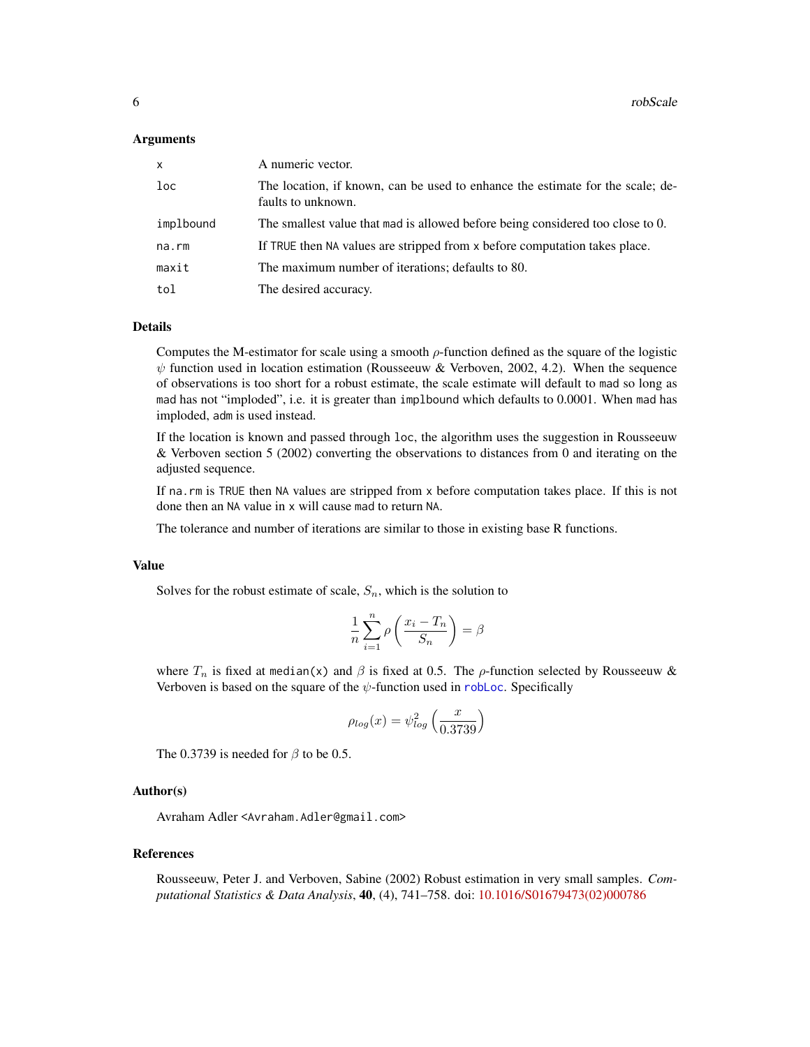### Arguments

| | |
|---|---|
| `x` | A numeric vector. |
| `loc` | The location, if known, can be used to enhance the estimate for the scale; defaults to unknown. |
| `implbound` | The smallest value that `mad` is allowed before being considered too close to 0. |
| `na.rm` | If `TRUE` then `NA` values are stripped from `x` before computation takes place. |
| `maxit` | The maximum number of iterations; defaults to 80. |
| `tol` | The desired accuracy. |

### Details

Computes the M-estimator for scale using a smooth $\rho$-function defined as the square of the logistic $\psi$ function used in location estimation (Rousseeuw & Verboven, 2002, 4.2). When the sequence of observations is too short for a robust estimate, the scale estimate will default to `mad` so long as `mad` has not "imploded", i.e. it is greater than `implbound` which defaults to 0.0001. When `mad` has imploded, `adm` is used instead.

If the location is known and passed through `loc`, the algorithm uses the suggestion in Rousseeuw & Verboven section 5 (2002) converting the observations to distances from 0 and iterating on the adjusted sequence.

If `na.rm` is `TRUE` then `NA` values are stripped from `x` before computation takes place. If this is not done then an `NA` value in `x` will cause `mad` to return `NA`.

The tolerance and number of iterations are similar to those in existing base R functions.

### Value

Solves for the robust estimate of scale, $S_n$, which is the solution to

$$\frac{1}{n}\sum_{i=1}^{n}\rho\left(\frac{x_i - T_n}{S_n}\right) = \beta$$

where $T_n$ is fixed at `median(x)` and $\beta$ is fixed at 0.5. The $\rho$-function selected by Rousseeuw & Verboven is based on the square of the $\psi$-function used in `robLoc`. Specifically

$$\rho_{log}(x) = \psi_{log}^2\left(\frac{x}{0.3739}\right)$$

The 0.3739 is needed for $\beta$ to be 0.5.

### Author(s)

Avraham Adler <Avraham.Adler@gmail.com>

### References

Rousseeuw, Peter J. and Verboven, Sabine (2002) Robust estimation in very small samples. *Computational Statistics & Data Analysis*, **40**, (4), 741–758. doi: 10.1016/S01679473(02)000786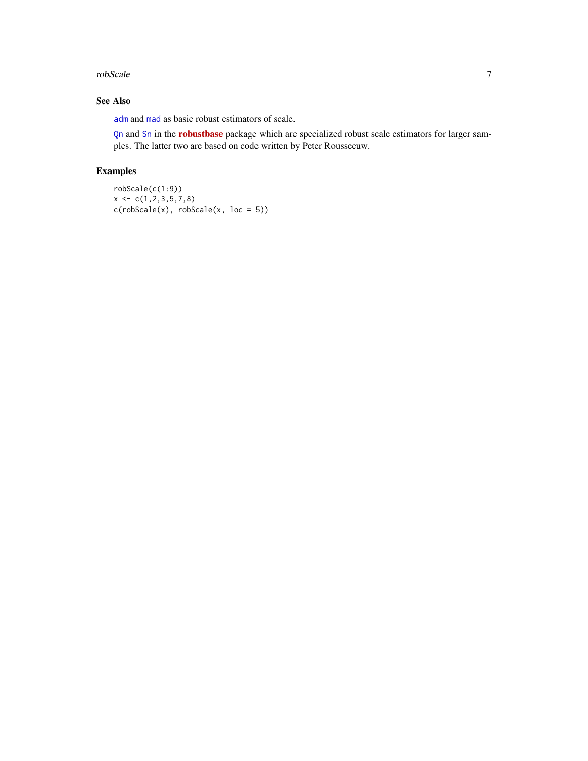## See Also

`adm` and `mad` as basic robust estimators of scale.

`Qn` and `Sn` in the **robustbase** package which are specialized robust scale estimators for larger samples. The latter two are based on code written by Peter Rousseeuw.

## Examples

```
robScale(c(1:9))
x <- c(1,2,3,5,7,8)
c(robScale(x), robScale(x, loc = 5))
```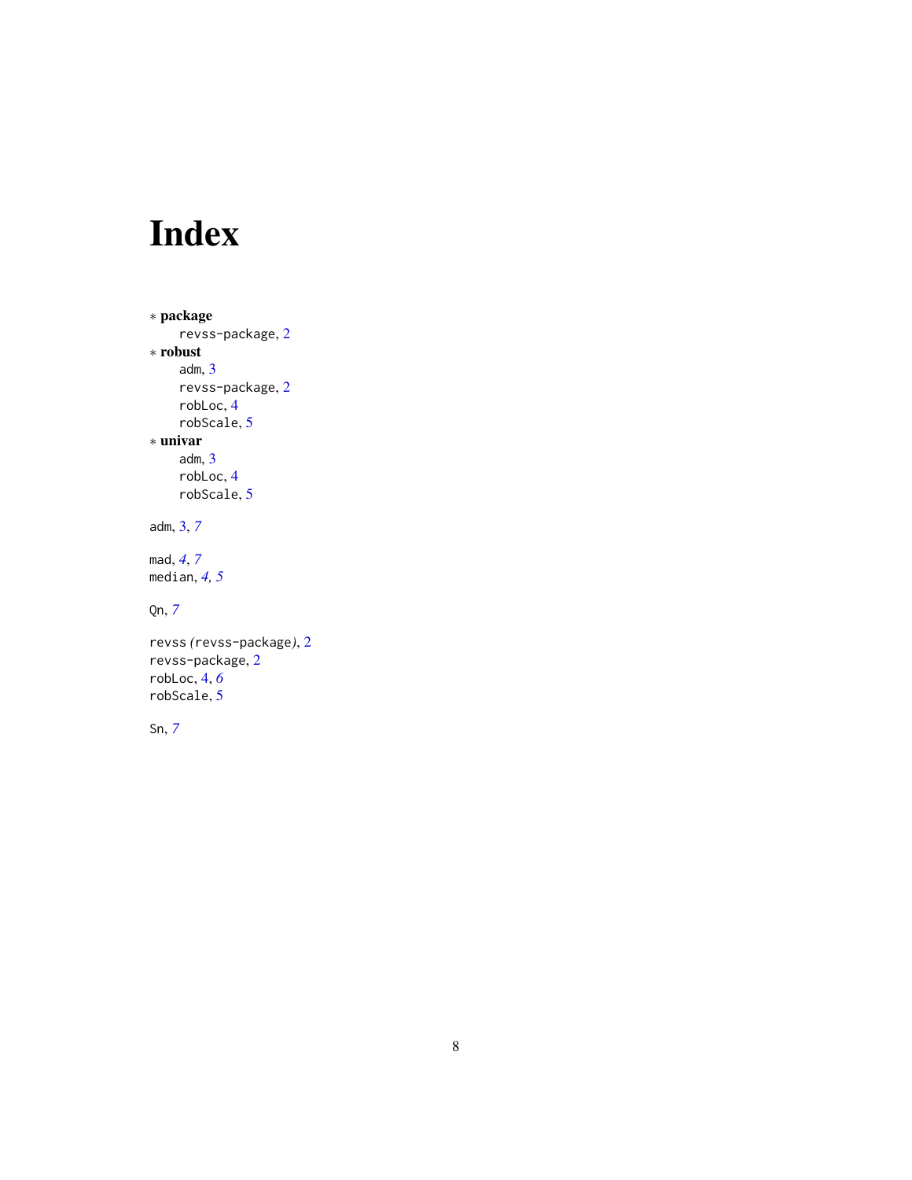# Index

∗ **package**
    revss-package, 2

∗ **robust**
    adm, 3
    revss-package, 2
    robLoc, 4
    robScale, 5

∗ **univar**
    adm, 3
    robLoc, 4
    robScale, 5

adm, 3, *7*

mad, *4*, *7*
median, *4, 5*

Qn, *7*

revss *(*revss-package*)*, 2
revss-package, 2
robLoc, 4, *6*
robScale, 5

Sn, *7*